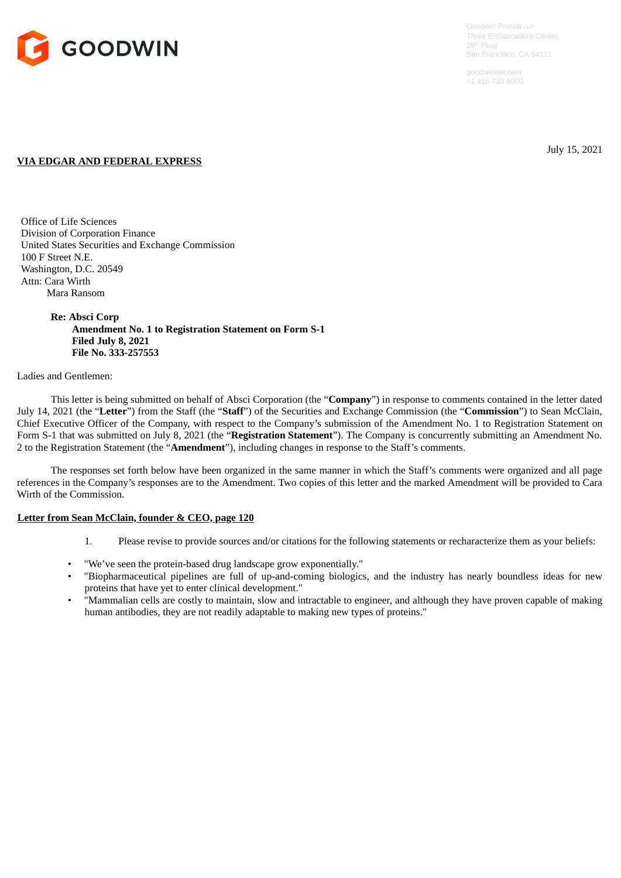GOODWIN

Goodwin Procter LLP
Three Embarcadero Center,
28th Floor
San Francisco, CA 94111

goodwinlaw.com
+1 415 733 6000

July 15, 2021

**VIA EDGAR AND FEDERAL EXPRESS**

Office of Life Sciences
Division of Corporation Finance
United States Securities and Exchange Commission
100 F Street N.E.
Washington, D.C. 20549
Attn: Cara Wirth
Mara Ransom

**Re: Absci Corp**
**Amendment No. 1 to Registration Statement on Form S-1**
**Filed July 8, 2021**
**File No. 333-257553**

Ladies and Gentlemen:

This letter is being submitted on behalf of Absci Corporation (the "**Company**") in response to comments contained in the letter dated July 14, 2021 (the "**Letter**") from the Staff (the "**Staff**") of the Securities and Exchange Commission (the "**Commission**") to Sean McClain, Chief Executive Officer of the Company, with respect to the Company's submission of the Amendment No. 1 to Registration Statement on Form S-1 that was submitted on July 8, 2021 (the "**Registration Statement**"). The Company is concurrently submitting an Amendment No. 2 to the Registration Statement (the "**Amendment**"), including changes in response to the Staff's comments.

The responses set forth below have been organized in the same manner in which the Staff's comments were organized and all page references in the Company's responses are to the Amendment. Two copies of this letter and the marked Amendment will be provided to Cara Wirth of the Commission.

**Letter from Sean McClain, founder & CEO, page 120**

1. Please revise to provide sources and/or citations for the following statements or recharacterize them as your beliefs:

- "We've seen the protein-based drug landscape grow exponentially."
- "Biopharmaceutical pipelines are full of up-and-coming biologics, and the industry has nearly boundless ideas for new proteins that have yet to enter clinical development."
- "Mammalian cells are costly to maintain, slow and intractable to engineer, and although they have proven capable of making human antibodies, they are not readily adaptable to making new types of proteins."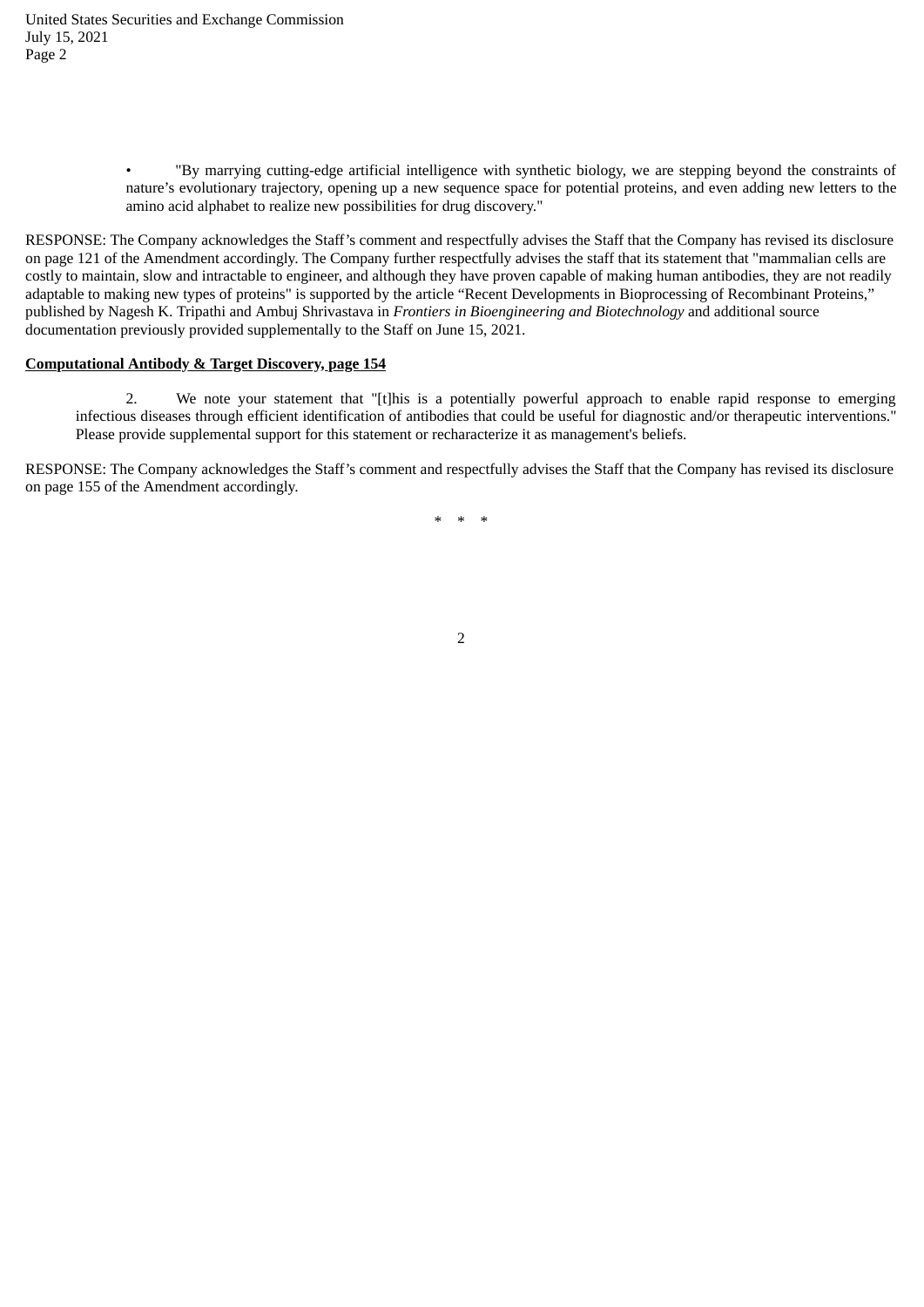- "By marrying cutting-edge artificial intelligence with synthetic biology, we are stepping beyond the constraints of nature's evolutionary trajectory, opening up a new sequence space for potential proteins, and even adding new letters to the amino acid alphabet to realize new possibilities for drug discovery."

RESPONSE: The Company acknowledges the Staff's comment and respectfully advises the Staff that the Company has revised its disclosure on page 121 of the Amendment accordingly. The Company further respectfully advises the staff that its statement that "mammalian cells are costly to maintain, slow and intractable to engineer, and although they have proven capable of making human antibodies, they are not readily adaptable to making new types of proteins" is supported by the article "Recent Developments in Bioprocessing of Recombinant Proteins," published by Nagesh K. Tripathi and Ambuj Shrivastava in *Frontiers in Bioengineering and Biotechnology* and additional source documentation previously provided supplementally to the Staff on June 15, 2021.

**Computational Antibody & Target Discovery, page 154**

2. We note your statement that "[t]his is a potentially powerful approach to enable rapid response to emerging infectious diseases through efficient identification of antibodies that could be useful for diagnostic and/or therapeutic interventions." Please provide supplemental support for this statement or recharacterize it as management's beliefs.

RESPONSE: The Company acknowledges the Staff's comment and respectfully advises the Staff that the Company has revised its disclosure on page 155 of the Amendment accordingly.

\* \* \*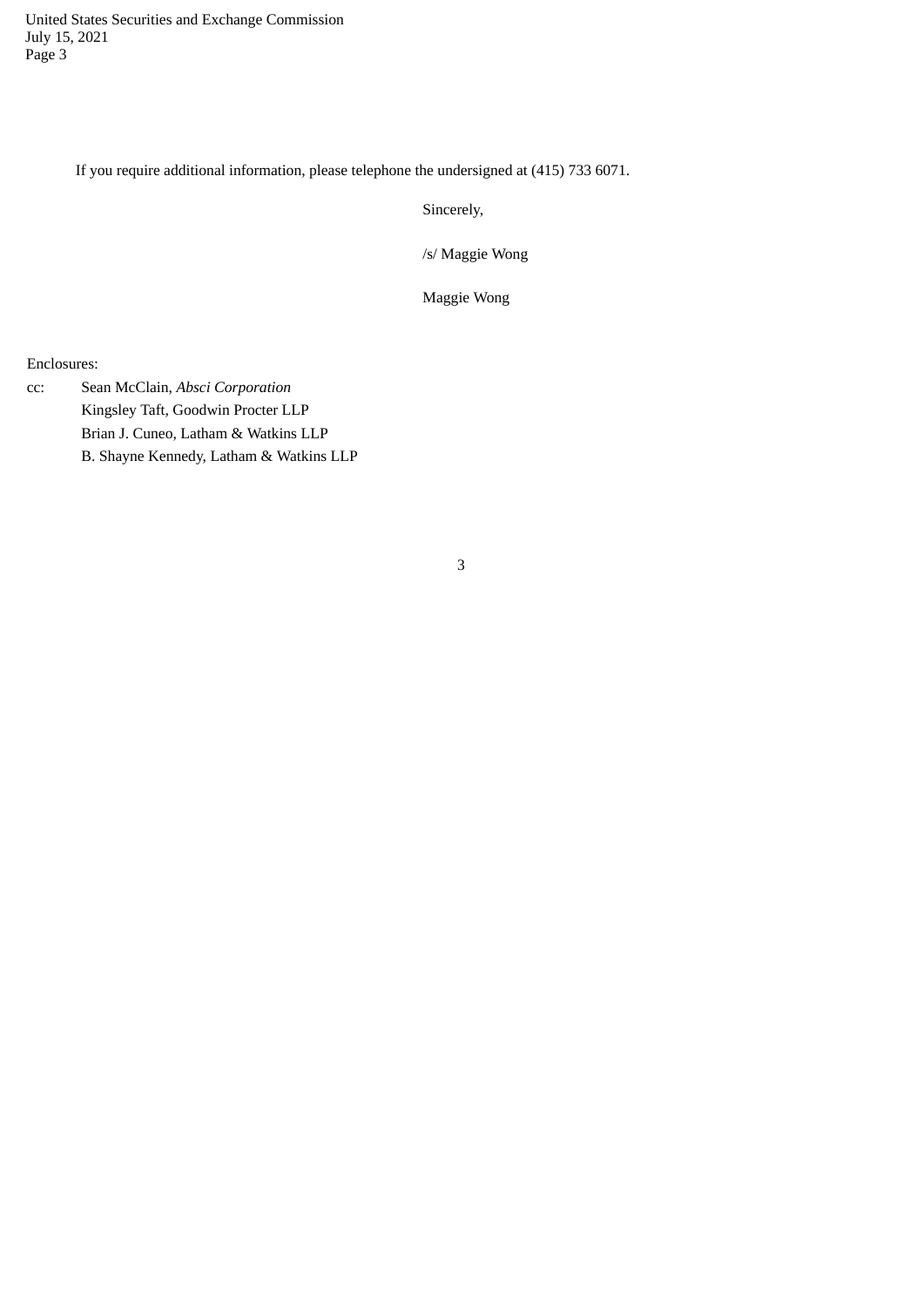If you require additional information, please telephone the undersigned at (415) 733 6071.

Sincerely,

/s/ Maggie Wong

Maggie Wong

Enclosures:

cc: Sean McClain, *Absci Corporation*
Kingsley Taft, Goodwin Procter LLP
Brian J. Cuneo, Latham & Watkins LLP
B. Shayne Kennedy, Latham & Watkins LLP